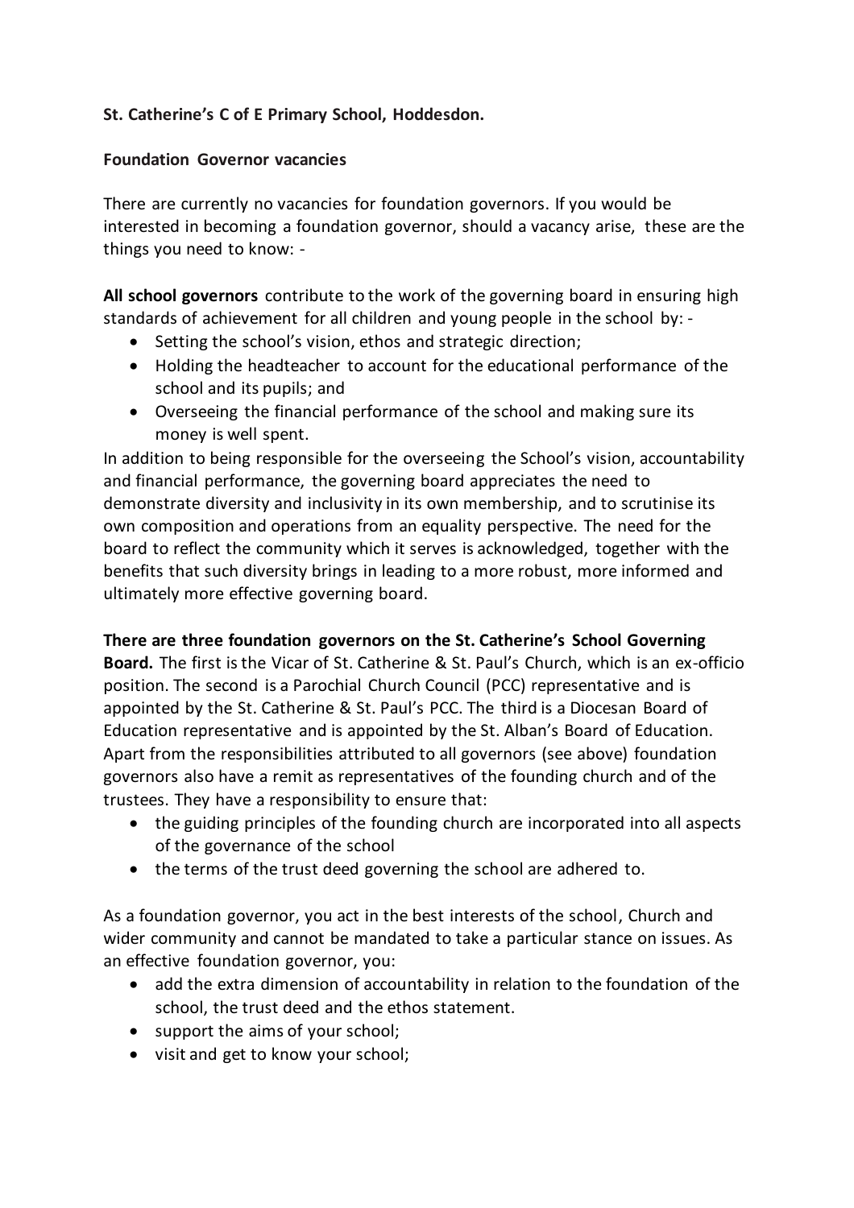**St. Catherine's C of E Primary School, Hoddesdon.**

**Foundation Governor vacancies**

There are currently no vacancies for foundation governors. If you would be interested in becoming a foundation governor, should a vacancy arise, these are the things you need to know: -

**All school governors** contribute to the work of the governing board in ensuring high standards of achievement for all children and young people in the school by: -

- Setting the school's vision, ethos and strategic direction;
- Holding the headteacher to account for the educational performance of the school and its pupils; and
- Overseeing the financial performance of the school and making sure its money is well spent.

In addition to being responsible for the overseeing the School's vision, accountability and financial performance, the governing board appreciates the need to demonstrate diversity and inclusivity in its own membership, and to scrutinise its own composition and operations from an equality perspective. The need for the board to reflect the community which it serves is acknowledged, together with the benefits that such diversity brings in leading to a more robust, more informed and ultimately more effective governing board.

**There are three foundation governors on the St. Catherine's School Governing Board.** The first is the Vicar of St. Catherine & St. Paul's Church, which is an ex-officio position. The second is a Parochial Church Council (PCC) representative and is appointed by the St. Catherine & St. Paul's PCC. The third is a Diocesan Board of Education representative and is appointed by the St. Alban's Board of Education. Apart from the responsibilities attributed to all governors (see above) foundation governors also have a remit as representatives of the founding church and of the trustees. They have a responsibility to ensure that:

- the guiding principles of the founding church are incorporated into all aspects of the governance of the school
- the terms of the trust deed governing the school are adhered to.

As a foundation governor, you act in the best interests of the school, Church and wider community and cannot be mandated to take a particular stance on issues. As an effective foundation governor, you:

- add the extra dimension of accountability in relation to the foundation of the school, the trust deed and the ethos statement.
- support the aims of your school;
- visit and get to know your school;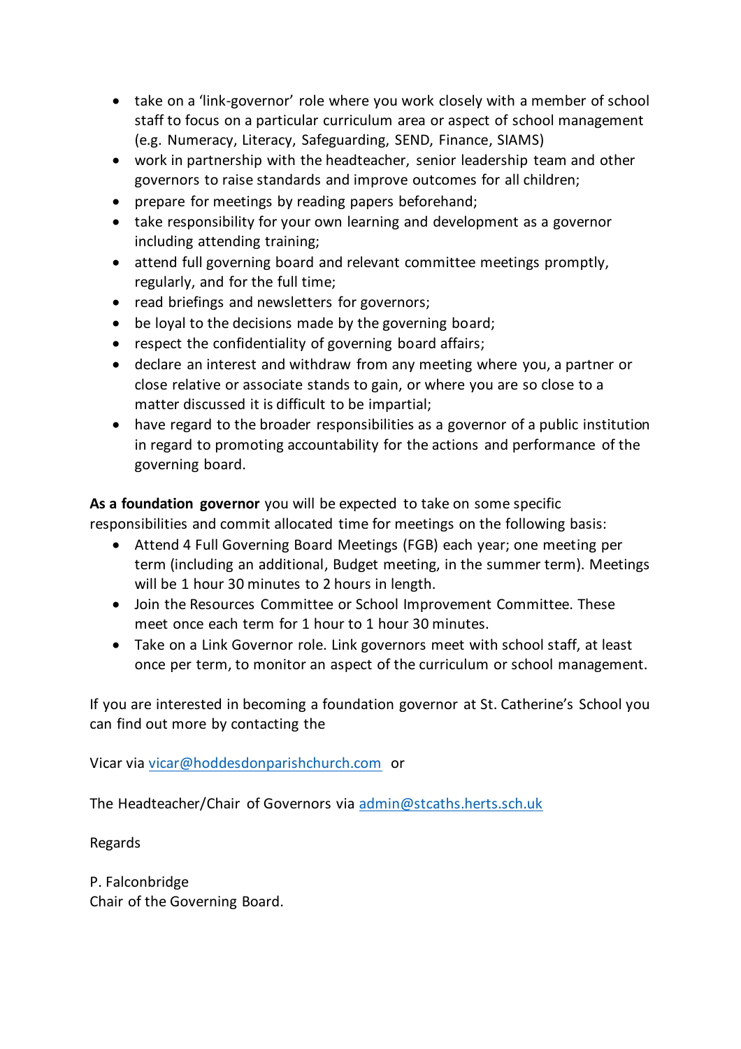- take on a 'link-governor' role where you work closely with a member of school staff to focus on a particular curriculum area or aspect of school management (e.g. Numeracy, Literacy, Safeguarding, SEND, Finance, SIAMS)
- work in partnership with the headteacher, senior leadership team and other governors to raise standards and improve outcomes for all children;
- prepare for meetings by reading papers beforehand;
- take responsibility for your own learning and development as a governor including attending training;
- attend full governing board and relevant committee meetings promptly, regularly, and for the full time;
- read briefings and newsletters for governors;
- be loyal to the decisions made by the governing board;
- respect the confidentiality of governing board affairs;
- declare an interest and withdraw from any meeting where you, a partner or close relative or associate stands to gain, or where you are so close to a matter discussed it is difficult to be impartial;
- have regard to the broader responsibilities as a governor of a public institution in regard to promoting accountability for the actions and performance of the governing board.

**As a foundation governor** you will be expected to take on some specific responsibilities and commit allocated time for meetings on the following basis:

- Attend 4 Full Governing Board Meetings (FGB) each year; one meeting per term (including an additional, Budget meeting, in the summer term). Meetings will be 1 hour 30 minutes to 2 hours in length.
- Join the Resources Committee or School Improvement Committee. These meet once each term for 1 hour to 1 hour 30 minutes.
- Take on a Link Governor role. Link governors meet with school staff, at least once per term, to monitor an aspect of the curriculum or school management.

If you are interested in becoming a foundation governor at St. Catherine's School you can find out more by contacting the

Vicar via vicar@hoddesdonparishchurch.com or

The Headteacher/Chair of Governors via admin@stcaths.herts.sch.uk

Regards

P. Falconbridge
Chair of the Governing Board.